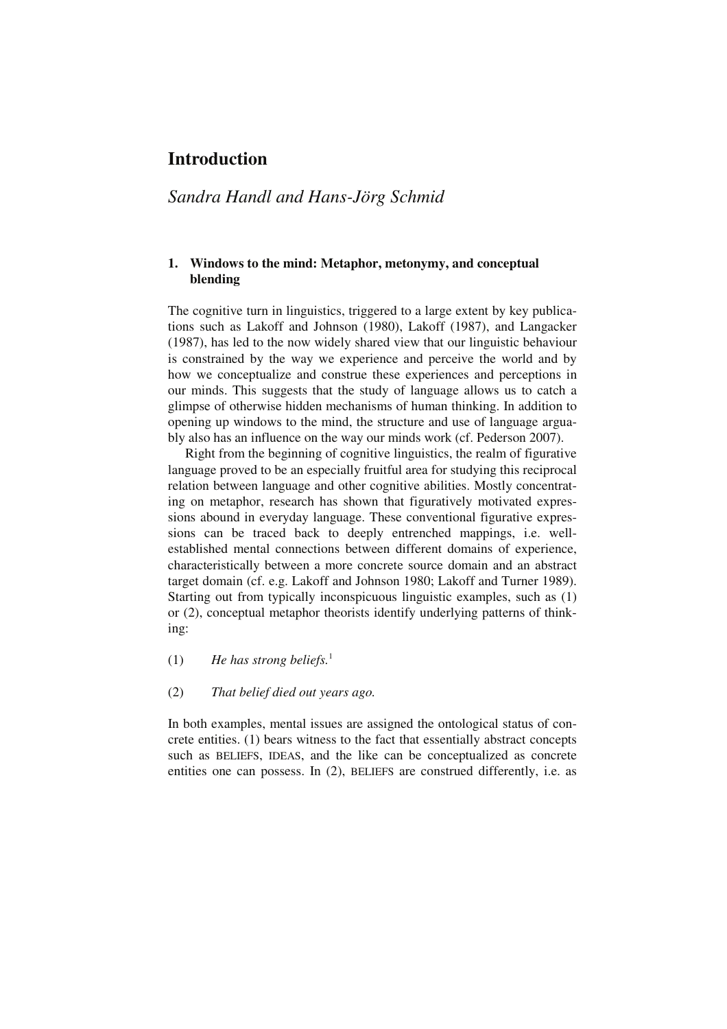# Introduction

*Sandra Handl and Hans-Jörg Schmid*

## 1. Windows to the mind: Metaphor, metonymy, and conceptual blending

The cognitive turn in linguistics, triggered to a large extent by key publications such as Lakoff and Johnson (1980), Lakoff (1987), and Langacker (1987), has led to the now widely shared view that our linguistic behaviour is constrained by the way we experience and perceive the world and by how we conceptualize and construe these experiences and perceptions in our minds. This suggests that the study of language allows us to catch a glimpse of otherwise hidden mechanisms of human thinking. In addition to opening up windows to the mind, the structure and use of language arguably also has an influence on the way our minds work (cf. Pederson 2007).

Right from the beginning of cognitive linguistics, the realm of figurative language proved to be an especially fruitful area for studying this reciprocal relation between language and other cognitive abilities. Mostly concentrating on metaphor, research has shown that figuratively motivated expressions abound in everyday language. These conventional figurative expressions can be traced back to deeply entrenched mappings, i.e. well-established mental connections between different domains of experience, characteristically between a more concrete source domain and an abstract target domain (cf. e.g. Lakoff and Johnson 1980; Lakoff and Turner 1989). Starting out from typically inconspicuous linguistic examples, such as (1) or (2), conceptual metaphor theorists identify underlying patterns of thinking:

(1) *He has strong beliefs.*[1]

(2) *That belief died out years ago.*

In both examples, mental issues are assigned the ontological status of concrete entities. (1) bears witness to the fact that essentially abstract concepts such as BELIEFS, IDEAS, and the like can be conceptualized as concrete entities one can possess. In (2), BELIEFS are construed differently, i.e. as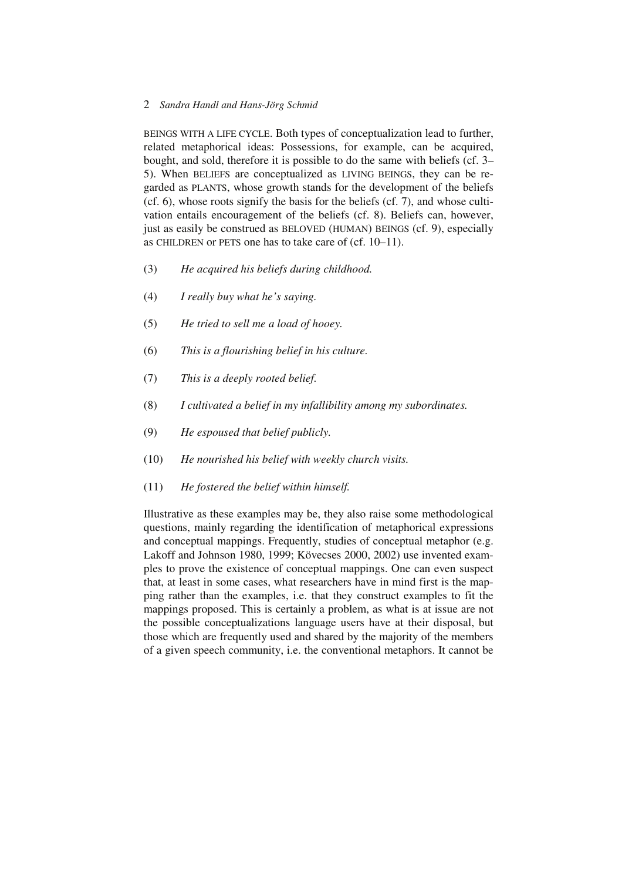BEINGS WITH A LIFE CYCLE. Both types of conceptualization lead to further, related metaphorical ideas: Possessions, for example, can be acquired, bought, and sold, therefore it is possible to do the same with beliefs (cf. 3–5). When BELIEFS are conceptualized as LIVING BEINGS, they can be regarded as PLANTS, whose growth stands for the development of the beliefs (cf. 6), whose roots signify the basis for the beliefs (cf. 7), and whose cultivation entails encouragement of the beliefs (cf. 8). Beliefs can, however, just as easily be construed as BELOVED (HUMAN) BEINGS (cf. 9), especially as CHILDREN or PETS one has to take care of (cf. 10–11).

(3) *He acquired his beliefs during childhood.*

(4) *I really buy what he's saying.*

(5) *He tried to sell me a load of hooey.*

(6) *This is a flourishing belief in his culture.*

(7) *This is a deeply rooted belief.*

(8) *I cultivated a belief in my infallibility among my subordinates.*

(9) *He espoused that belief publicly.*

(10) *He nourished his belief with weekly church visits.*

(11) *He fostered the belief within himself.*

Illustrative as these examples may be, they also raise some methodological questions, mainly regarding the identification of metaphorical expressions and conceptual mappings. Frequently, studies of conceptual metaphor (e.g. Lakoff and Johnson 1980, 1999; Kövecses 2000, 2002) use invented examples to prove the existence of conceptual mappings. One can even suspect that, at least in some cases, what researchers have in mind first is the mapping rather than the examples, i.e. that they construct examples to fit the mappings proposed. This is certainly a problem, as what is at issue are not the possible conceptualizations language users have at their disposal, but those which are frequently used and shared by the majority of the members of a given speech community, i.e. the conventional metaphors. It cannot be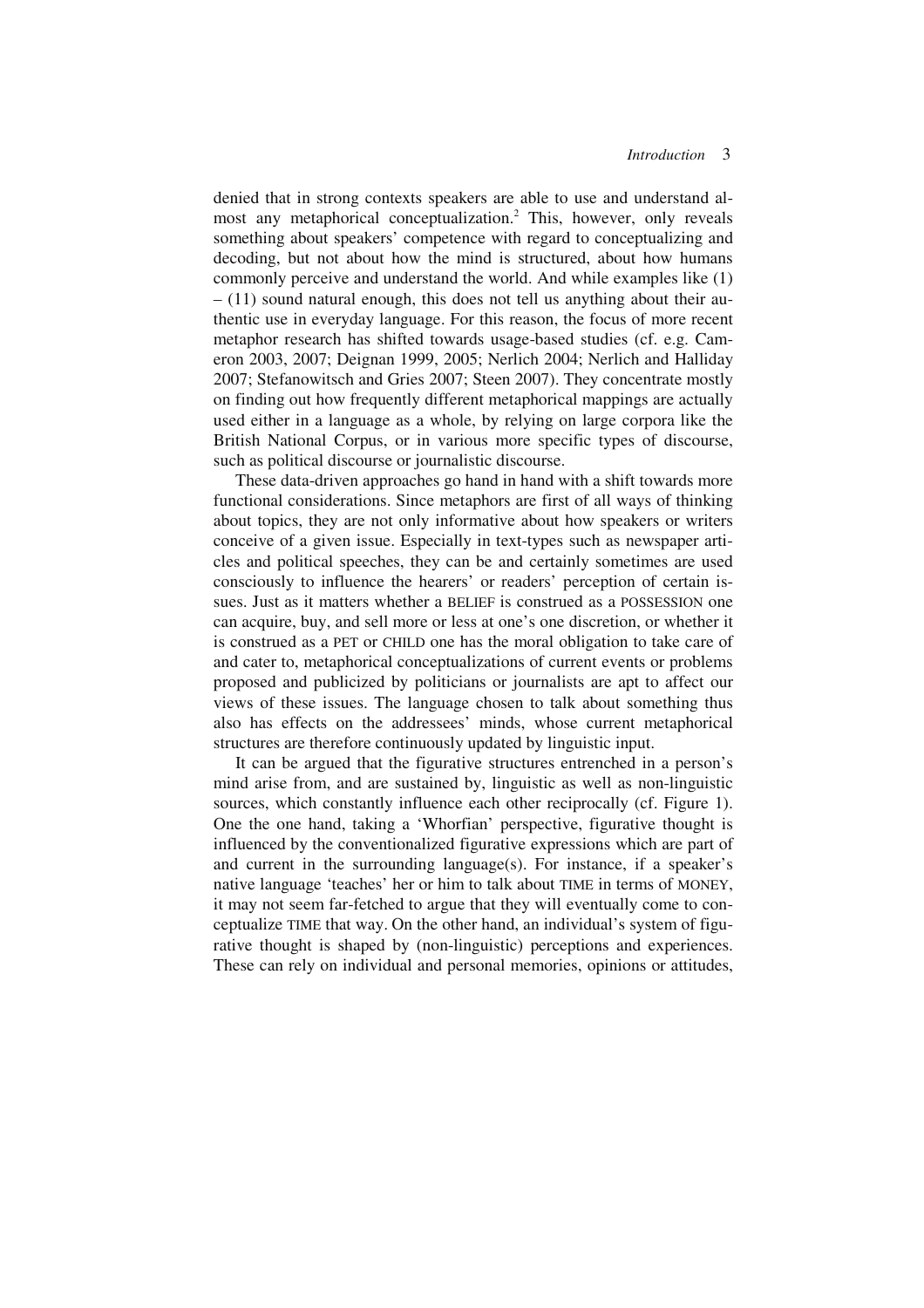denied that in strong contexts speakers are able to use and understand almost any metaphorical conceptualization.[2] This, however, only reveals something about speakers' competence with regard to conceptualizing and decoding, but not about how the mind is structured, about how humans commonly perceive and understand the world. And while examples like (1) – (11) sound natural enough, this does not tell us anything about their authentic use in everyday language. For this reason, the focus of more recent metaphor research has shifted towards usage-based studies (cf. e.g. Cameron 2003, 2007; Deignan 1999, 2005; Nerlich 2004; Nerlich and Halliday 2007; Stefanowitsch and Gries 2007; Steen 2007). They concentrate mostly on finding out how frequently different metaphorical mappings are actually used either in a language as a whole, by relying on large corpora like the British National Corpus, or in various more specific types of discourse, such as political discourse or journalistic discourse.

These data-driven approaches go hand in hand with a shift towards more functional considerations. Since metaphors are first of all ways of thinking about topics, they are not only informative about how speakers or writers conceive of a given issue. Especially in text-types such as newspaper articles and political speeches, they can be and certainly sometimes are used consciously to influence the hearers' or readers' perception of certain issues. Just as it matters whether a BELIEF is construed as a POSSESSION one can acquire, buy, and sell more or less at one's one discretion, or whether it is construed as a PET or CHILD one has the moral obligation to take care of and cater to, metaphorical conceptualizations of current events or problems proposed and publicized by politicians or journalists are apt to affect our views of these issues. The language chosen to talk about something thus also has effects on the addressees' minds, whose current metaphorical structures are therefore continuously updated by linguistic input.

It can be argued that the figurative structures entrenched in a person's mind arise from, and are sustained by, linguistic as well as non-linguistic sources, which constantly influence each other reciprocally (cf. Figure 1). One the one hand, taking a 'Whorfian' perspective, figurative thought is influenced by the conventionalized figurative expressions which are part of and current in the surrounding language(s). For instance, if a speaker's native language 'teaches' her or him to talk about TIME in terms of MONEY, it may not seem far-fetched to argue that they will eventually come to conceptualize TIME that way. On the other hand, an individual's system of figurative thought is shaped by (non-linguistic) perceptions and experiences. These can rely on individual and personal memories, opinions or attitudes,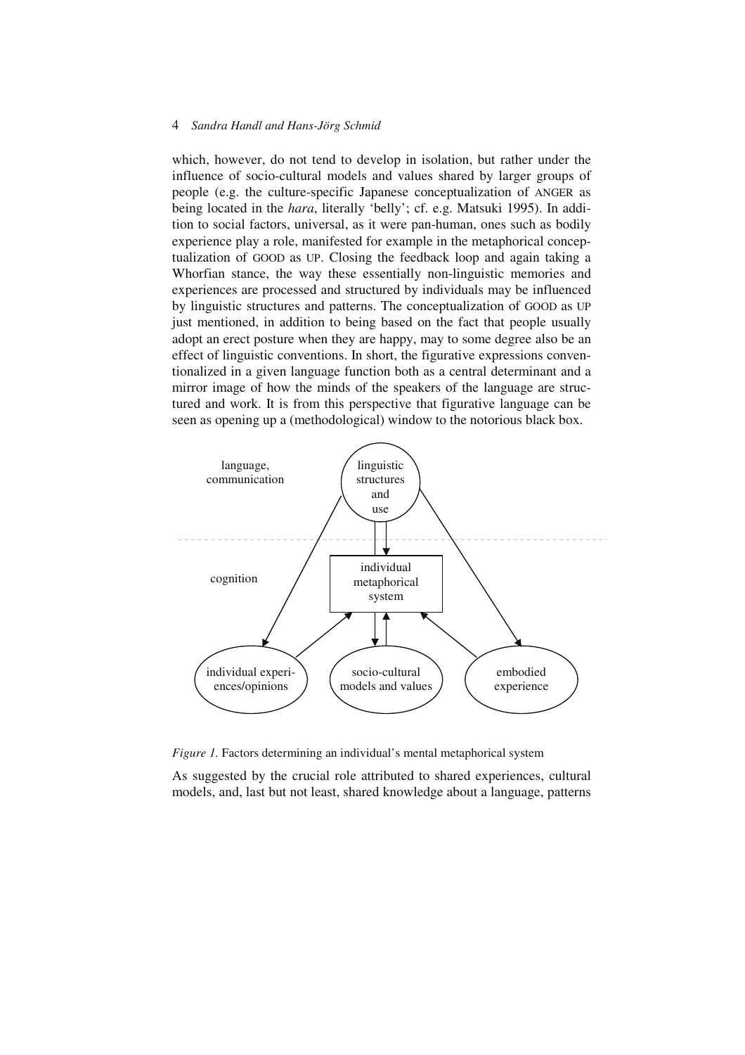which, however, do not tend to develop in isolation, but rather under the influence of socio-cultural models and values shared by larger groups of people (e.g. the culture-specific Japanese conceptualization of ANGER as being located in the *hara*, literally 'belly'; cf. e.g. Matsuki 1995). In addition to social factors, universal, as it were pan-human, ones such as bodily experience play a role, manifested for example in the metaphorical conceptualization of GOOD as UP. Closing the feedback loop and again taking a Whorfian stance, the way these essentially non-linguistic memories and experiences are processed and structured by individuals may be influenced by linguistic structures and patterns. The conceptualization of GOOD as UP just mentioned, in addition to being based on the fact that people usually adopt an erect posture when they are happy, may to some degree also be an effect of linguistic conventions. In short, the figurative expressions conventionalized in a given language function both as a central determinant and a mirror image of how the minds of the speakers of the language are structured and work. It is from this perspective that figurative language can be seen as opening up a (methodological) window to the notorious black box.

language, communication

linguistic structures and use

cognition

individual metaphorical system

individual experiences/opinions

socio-cultural models and values

embodied experience

*Figure 1.* Factors determining an individual's mental metaphorical system

As suggested by the crucial role attributed to shared experiences, cultural models, and, last but not least, shared knowledge about a language, patterns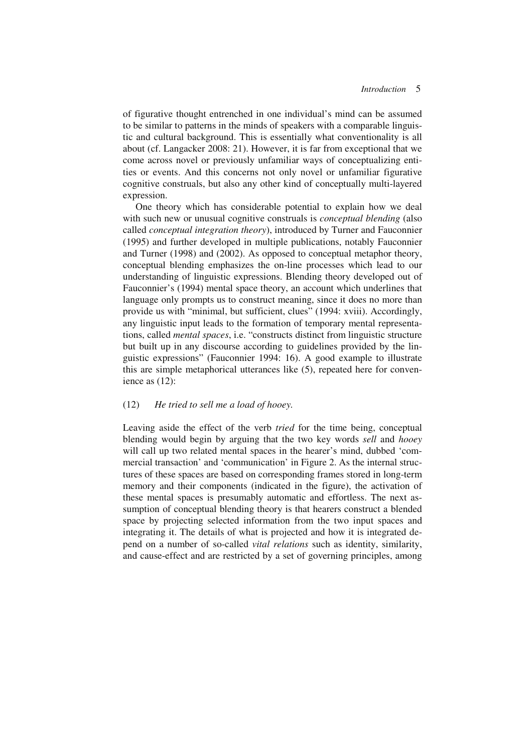of figurative thought entrenched in one individual's mind can be assumed to be similar to patterns in the minds of speakers with a comparable linguistic and cultural background. This is essentially what conventionality is all about (cf. Langacker 2008: 21). However, it is far from exceptional that we come across novel or previously unfamiliar ways of conceptualizing entities or events. And this concerns not only novel or unfamiliar figurative cognitive construals, but also any other kind of conceptually multi-layered expression.

One theory which has considerable potential to explain how we deal with such new or unusual cognitive construals is *conceptual blending* (also called *conceptual integration theory*), introduced by Turner and Fauconnier (1995) and further developed in multiple publications, notably Fauconnier and Turner (1998) and (2002). As opposed to conceptual metaphor theory, conceptual blending emphasizes the on-line processes which lead to our understanding of linguistic expressions. Blending theory developed out of Fauconnier's (1994) mental space theory, an account which underlines that language only prompts us to construct meaning, since it does no more than provide us with "minimal, but sufficient, clues" (1994: xviii). Accordingly, any linguistic input leads to the formation of temporary mental representations, called *mental spaces*, i.e. "constructs distinct from linguistic structure but built up in any discourse according to guidelines provided by the linguistic expressions" (Fauconnier 1994: 16). A good example to illustrate this are simple metaphorical utterances like (5), repeated here for convenience as (12):

(12) *He tried to sell me a load of hooey.*

Leaving aside the effect of the verb *tried* for the time being, conceptual blending would begin by arguing that the two key words *sell* and *hooey* will call up two related mental spaces in the hearer's mind, dubbed 'commercial transaction' and 'communication' in Figure 2. As the internal structures of these spaces are based on corresponding frames stored in long-term memory and their components (indicated in the figure), the activation of these mental spaces is presumably automatic and effortless. The next assumption of conceptual blending theory is that hearers construct a blended space by projecting selected information from the two input spaces and integrating it. The details of what is projected and how it is integrated depend on a number of so-called *vital relations* such as identity, similarity, and cause-effect and are restricted by a set of governing principles, among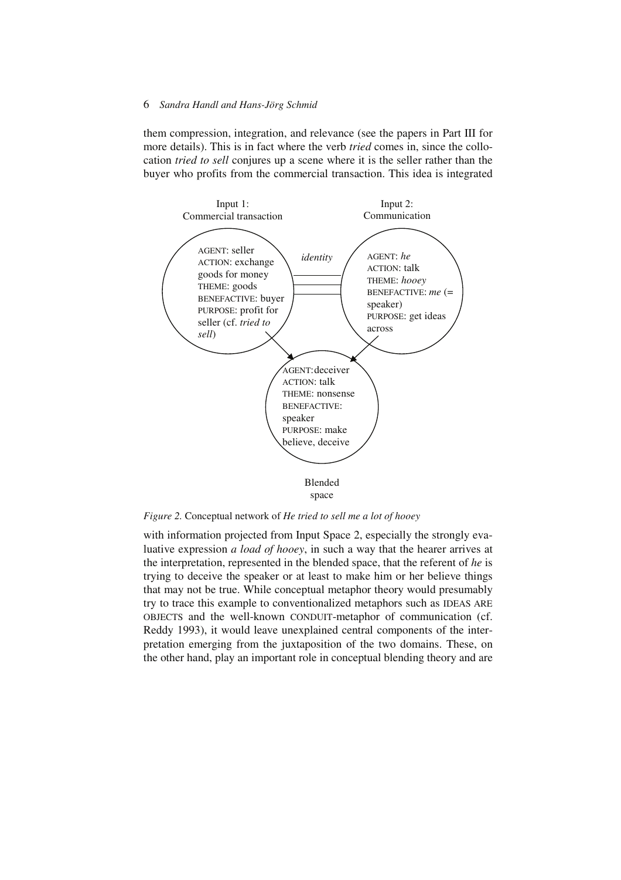them compression, integration, and relevance (see the papers in Part III for more details). This is in fact where the verb *tried* comes in, since the collocation *tried to sell* conjures up a scene where it is the seller rather than the buyer who profits from the commercial transaction. This idea is integrated

Input 1:
Commercial transaction

AGENT: seller
ACTION: exchange goods for money
THEME: goods
BENEFACTIVE: buyer
PURPOSE: profit for seller (cf. *tried to sell*)

*identity*

Input 2:
Communication

AGENT: *he*
ACTION: talk
THEME: *hooey*
BENEFACTIVE: *me* (= speaker)
PURPOSE: get ideas across

AGENT: deceiver
ACTION: talk
THEME: nonsense
BENEFACTIVE: speaker
PURPOSE: make believe, deceive

Blended space

*Figure 2.* Conceptual network of *He tried to sell me a lot of hooey*

with information projected from Input Space 2, especially the strongly evaluative expression *a load of hooey*, in such a way that the hearer arrives at the interpretation, represented in the blended space, that the referent of *he* is trying to deceive the speaker or at least to make him or her believe things that may not be true. While conceptual metaphor theory would presumably try to trace this example to conventionalized metaphors such as IDEAS ARE OBJECTS and the well-known CONDUIT-metaphor of communication (cf. Reddy 1993), it would leave unexplained central components of the interpretation emerging from the juxtaposition of the two domains. These, on the other hand, play an important role in conceptual blending theory and are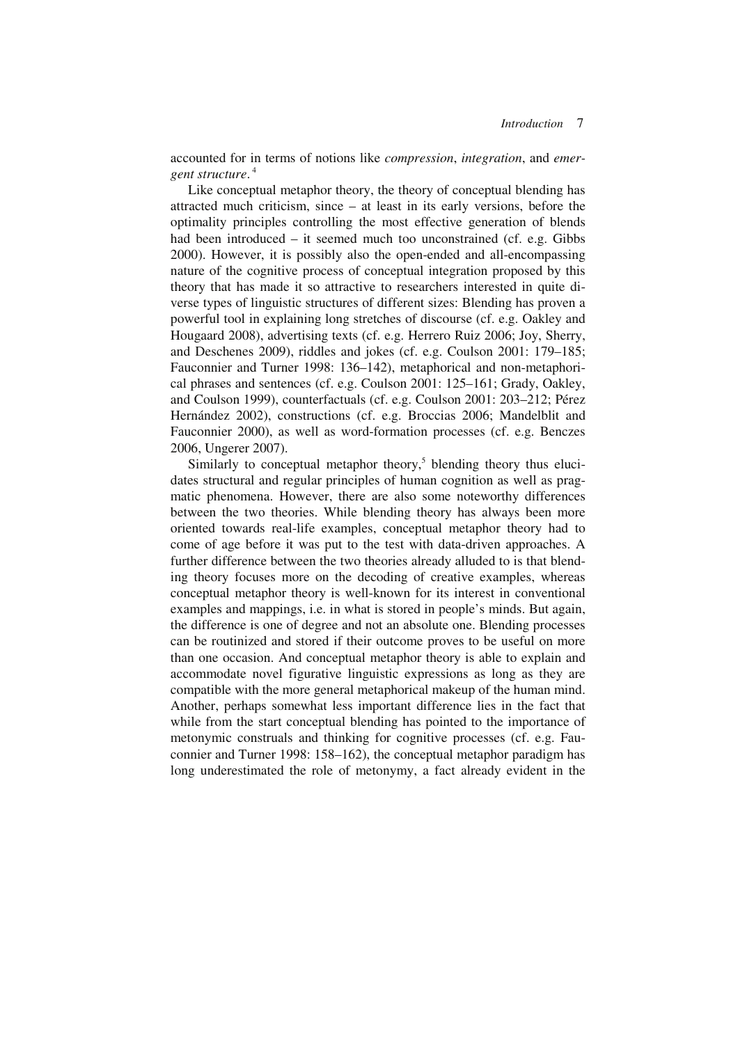accounted for in terms of notions like *compression*, *integration*, and *emergent structure*.[4]

Like conceptual metaphor theory, the theory of conceptual blending has attracted much criticism, since – at least in its early versions, before the optimality principles controlling the most effective generation of blends had been introduced – it seemed much too unconstrained (cf. e.g. Gibbs 2000). However, it is possibly also the open-ended and all-encompassing nature of the cognitive process of conceptual integration proposed by this theory that has made it so attractive to researchers interested in quite diverse types of linguistic structures of different sizes: Blending has proven a powerful tool in explaining long stretches of discourse (cf. e.g. Oakley and Hougaard 2008), advertising texts (cf. e.g. Herrero Ruiz 2006; Joy, Sherry, and Deschenes 2009), riddles and jokes (cf. e.g. Coulson 2001: 179–185; Fauconnier and Turner 1998: 136–142), metaphorical and non-metaphorical phrases and sentences (cf. e.g. Coulson 2001: 125–161; Grady, Oakley, and Coulson 1999), counterfactuals (cf. e.g. Coulson 2001: 203–212; Pérez Hernández 2002), constructions (cf. e.g. Broccias 2006; Mandelblit and Fauconnier 2000), as well as word-formation processes (cf. e.g. Benczes 2006, Ungerer 2007).

Similarly to conceptual metaphor theory,[5] blending theory thus elucidates structural and regular principles of human cognition as well as pragmatic phenomena. However, there are also some noteworthy differences between the two theories. While blending theory has always been more oriented towards real-life examples, conceptual metaphor theory had to come of age before it was put to the test with data-driven approaches. A further difference between the two theories already alluded to is that blending theory focuses more on the decoding of creative examples, whereas conceptual metaphor theory is well-known for its interest in conventional examples and mappings, i.e. in what is stored in people's minds. But again, the difference is one of degree and not an absolute one. Blending processes can be routinized and stored if their outcome proves to be useful on more than one occasion. And conceptual metaphor theory is able to explain and accommodate novel figurative linguistic expressions as long as they are compatible with the more general metaphorical makeup of the human mind. Another, perhaps somewhat less important difference lies in the fact that while from the start conceptual blending has pointed to the importance of metonymic construals and thinking for cognitive processes (cf. e.g. Fauconnier and Turner 1998: 158–162), the conceptual metaphor paradigm has long underestimated the role of metonymy, a fact already evident in the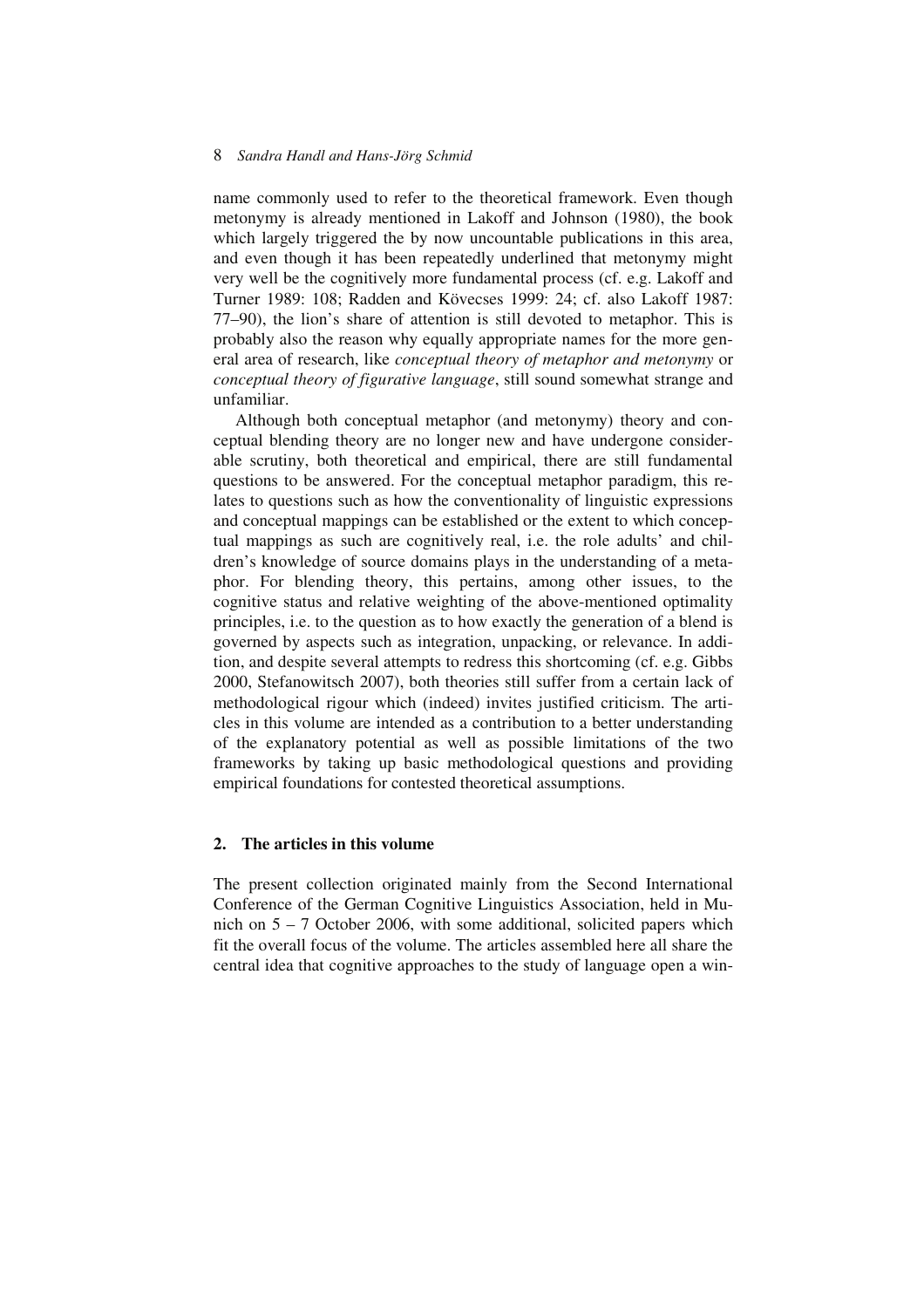name commonly used to refer to the theoretical framework. Even though metonymy is already mentioned in Lakoff and Johnson (1980), the book which largely triggered the by now uncountable publications in this area, and even though it has been repeatedly underlined that metonymy might very well be the cognitively more fundamental process (cf. e.g. Lakoff and Turner 1989: 108; Radden and Kövecses 1999: 24; cf. also Lakoff 1987: 77–90), the lion's share of attention is still devoted to metaphor. This is probably also the reason why equally appropriate names for the more general area of research, like *conceptual theory of metaphor and metonymy* or *conceptual theory of figurative language*, still sound somewhat strange and unfamiliar.

Although both conceptual metaphor (and metonymy) theory and conceptual blending theory are no longer new and have undergone considerable scrutiny, both theoretical and empirical, there are still fundamental questions to be answered. For the conceptual metaphor paradigm, this relates to questions such as how the conventionality of linguistic expressions and conceptual mappings can be established or the extent to which conceptual mappings as such are cognitively real, i.e. the role adults' and children's knowledge of source domains plays in the understanding of a metaphor. For blending theory, this pertains, among other issues, to the cognitive status and relative weighting of the above-mentioned optimality principles, i.e. to the question as to how exactly the generation of a blend is governed by aspects such as integration, unpacking, or relevance. In addition, and despite several attempts to redress this shortcoming (cf. e.g. Gibbs 2000, Stefanowitsch 2007), both theories still suffer from a certain lack of methodological rigour which (indeed) invites justified criticism. The articles in this volume are intended as a contribution to a better understanding of the explanatory potential as well as possible limitations of the two frameworks by taking up basic methodological questions and providing empirical foundations for contested theoretical assumptions.

## 2. The articles in this volume

The present collection originated mainly from the Second International Conference of the German Cognitive Linguistics Association, held in Munich on 5 – 7 October 2006, with some additional, solicited papers which fit the overall focus of the volume. The articles assembled here all share the central idea that cognitive approaches to the study of language open a win-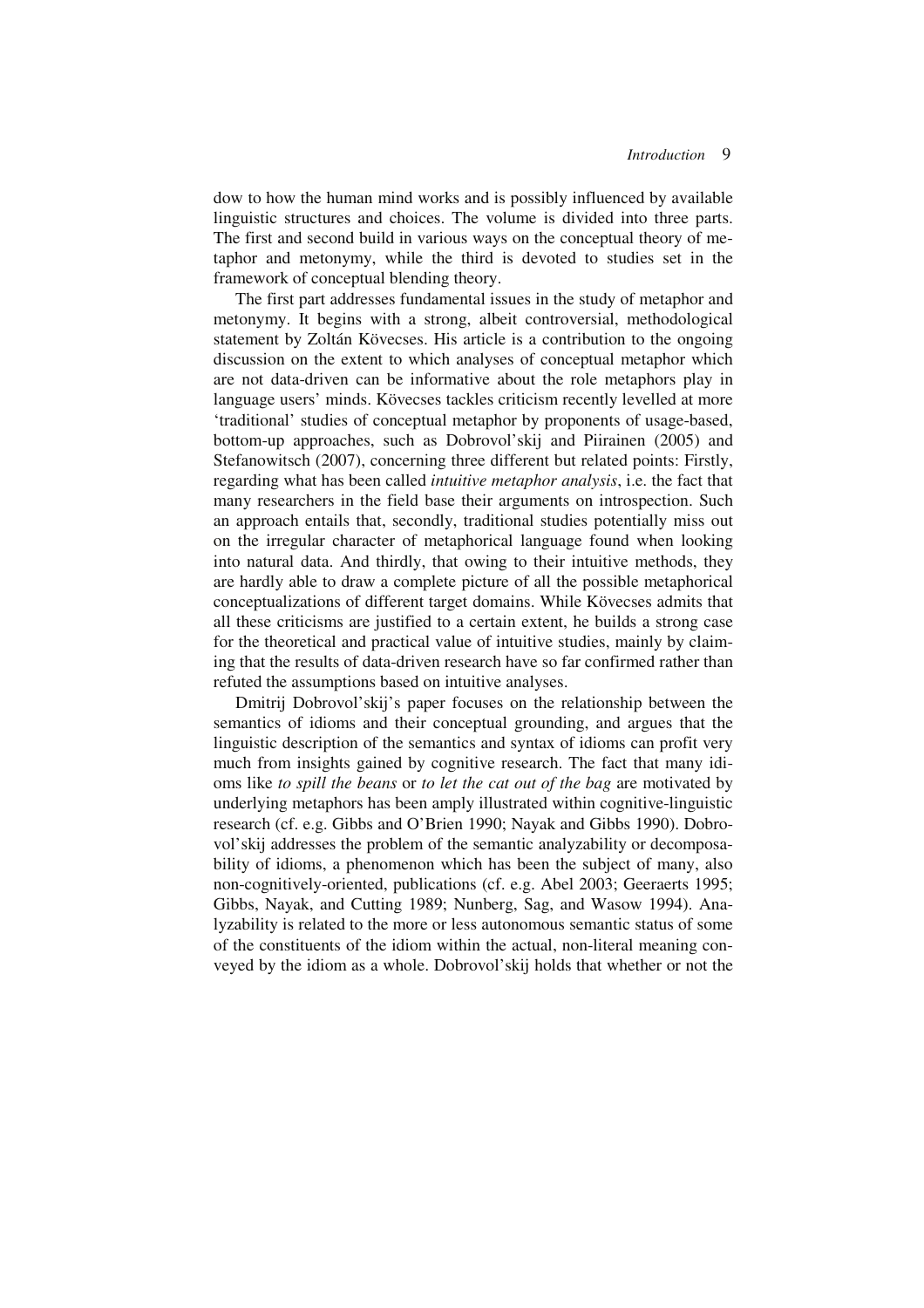dow to how the human mind works and is possibly influenced by available linguistic structures and choices. The volume is divided into three parts. The first and second build in various ways on the conceptual theory of metaphor and metonymy, while the third is devoted to studies set in the framework of conceptual blending theory.

The first part addresses fundamental issues in the study of metaphor and metonymy. It begins with a strong, albeit controversial, methodological statement by Zoltán Kövecses. His article is a contribution to the ongoing discussion on the extent to which analyses of conceptual metaphor which are not data-driven can be informative about the role metaphors play in language users' minds. Kövecses tackles criticism recently levelled at more 'traditional' studies of conceptual metaphor by proponents of usage-based, bottom-up approaches, such as Dobrovol'skij and Piirainen (2005) and Stefanowitsch (2007), concerning three different but related points: Firstly, regarding what has been called *intuitive metaphor analysis*, i.e. the fact that many researchers in the field base their arguments on introspection. Such an approach entails that, secondly, traditional studies potentially miss out on the irregular character of metaphorical language found when looking into natural data. And thirdly, that owing to their intuitive methods, they are hardly able to draw a complete picture of all the possible metaphorical conceptualizations of different target domains. While Kövecses admits that all these criticisms are justified to a certain extent, he builds a strong case for the theoretical and practical value of intuitive studies, mainly by claiming that the results of data-driven research have so far confirmed rather than refuted the assumptions based on intuitive analyses.

Dmitrij Dobrovol'skij's paper focuses on the relationship between the semantics of idioms and their conceptual grounding, and argues that the linguistic description of the semantics and syntax of idioms can profit very much from insights gained by cognitive research. The fact that many idioms like *to spill the beans* or *to let the cat out of the bag* are motivated by underlying metaphors has been amply illustrated within cognitive-linguistic research (cf. e.g. Gibbs and O'Brien 1990; Nayak and Gibbs 1990). Dobrovol'skij addresses the problem of the semantic analyzability or decomposability of idioms, a phenomenon which has been the subject of many, also non-cognitively-oriented, publications (cf. e.g. Abel 2003; Geeraerts 1995; Gibbs, Nayak, and Cutting 1989; Nunberg, Sag, and Wasow 1994). Analyzability is related to the more or less autonomous semantic status of some of the constituents of the idiom within the actual, non-literal meaning conveyed by the idiom as a whole. Dobrovol'skij holds that whether or not the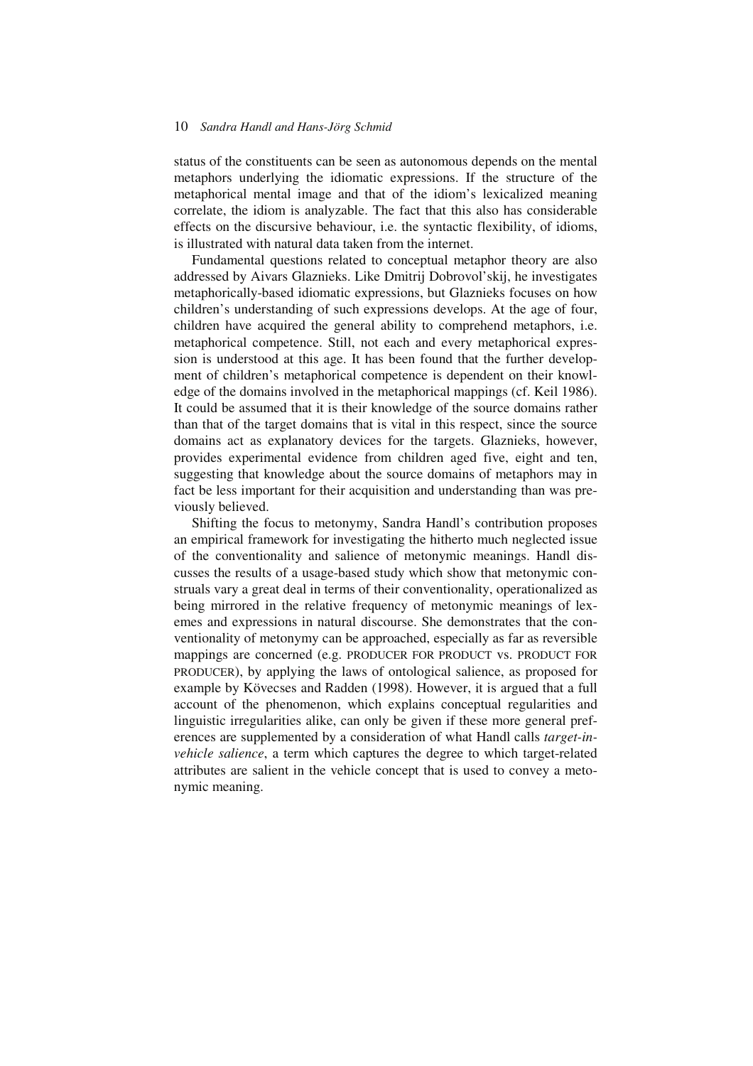status of the constituents can be seen as autonomous depends on the mental metaphors underlying the idiomatic expressions. If the structure of the metaphorical mental image and that of the idiom's lexicalized meaning correlate, the idiom is analyzable. The fact that this also has considerable effects on the discursive behaviour, i.e. the syntactic flexibility, of idioms, is illustrated with natural data taken from the internet.

Fundamental questions related to conceptual metaphor theory are also addressed by Aivars Glaznieks. Like Dmitrij Dobrovol'skij, he investigates metaphorically-based idiomatic expressions, but Glaznieks focuses on how children's understanding of such expressions develops. At the age of four, children have acquired the general ability to comprehend metaphors, i.e. metaphorical competence. Still, not each and every metaphorical expression is understood at this age. It has been found that the further development of children's metaphorical competence is dependent on their knowledge of the domains involved in the metaphorical mappings (cf. Keil 1986). It could be assumed that it is their knowledge of the source domains rather than that of the target domains that is vital in this respect, since the source domains act as explanatory devices for the targets. Glaznieks, however, provides experimental evidence from children aged five, eight and ten, suggesting that knowledge about the source domains of metaphors may in fact be less important for their acquisition and understanding than was previously believed.

Shifting the focus to metonymy, Sandra Handl's contribution proposes an empirical framework for investigating the hitherto much neglected issue of the conventionality and salience of metonymic meanings. Handl discusses the results of a usage-based study which show that metonymic construals vary a great deal in terms of their conventionality, operationalized as being mirrored in the relative frequency of metonymic meanings of lexemes and expressions in natural discourse. She demonstrates that the conventionality of metonymy can be approached, especially as far as reversible mappings are concerned (e.g. PRODUCER FOR PRODUCT vs. PRODUCT FOR PRODUCER), by applying the laws of ontological salience, as proposed for example by Kövecses and Radden (1998). However, it is argued that a full account of the phenomenon, which explains conceptual regularities and linguistic irregularities alike, can only be given if these more general preferences are supplemented by a consideration of what Handl calls *target-in-vehicle salience*, a term which captures the degree to which target-related attributes are salient in the vehicle concept that is used to convey a metonymic meaning.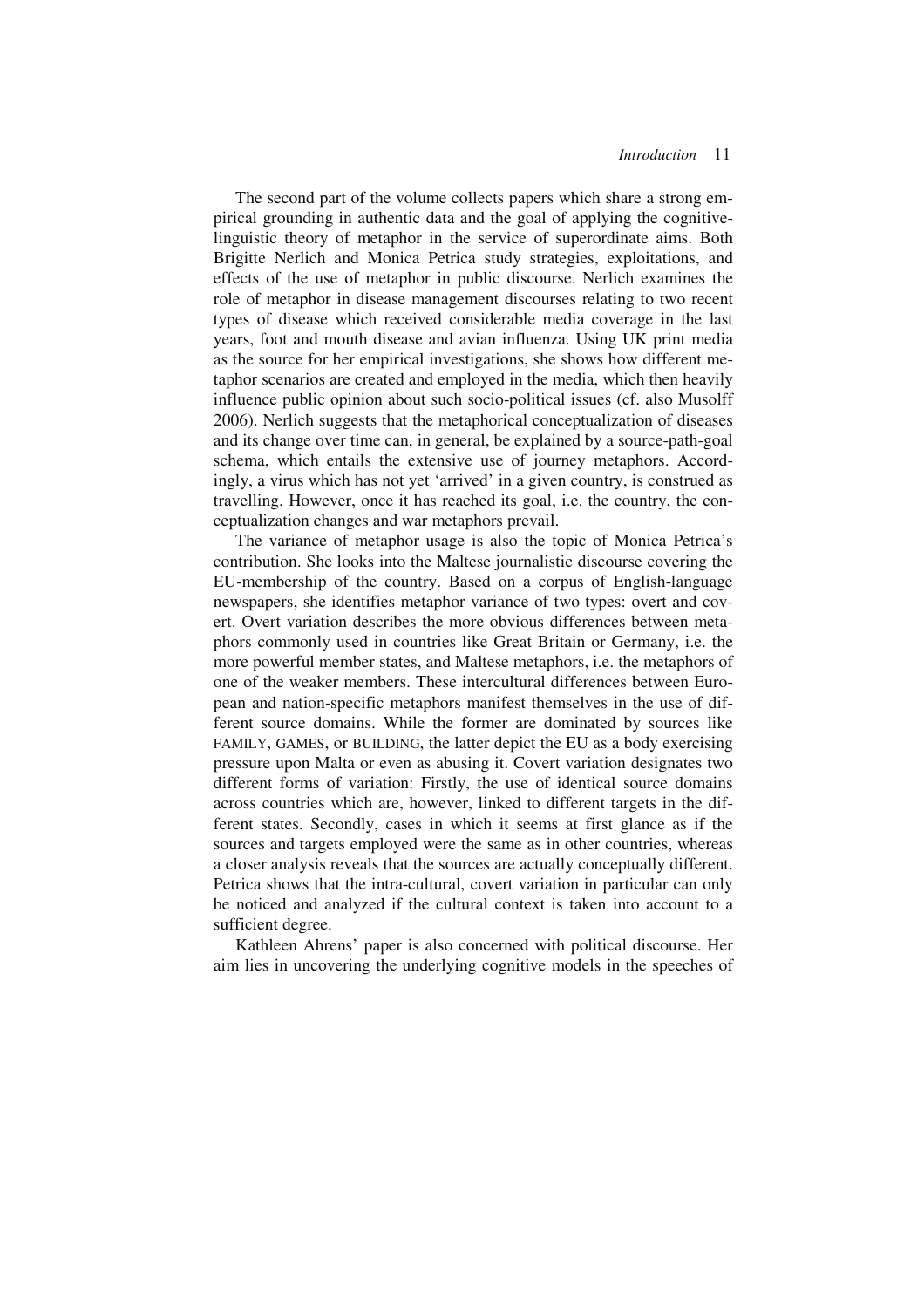The second part of the volume collects papers which share a strong empirical grounding in authentic data and the goal of applying the cognitive-linguistic theory of metaphor in the service of superordinate aims. Both Brigitte Nerlich and Monica Petrica study strategies, exploitations, and effects of the use of metaphor in public discourse. Nerlich examines the role of metaphor in disease management discourses relating to two recent types of disease which received considerable media coverage in the last years, foot and mouth disease and avian influenza. Using UK print media as the source for her empirical investigations, she shows how different metaphor scenarios are created and employed in the media, which then heavily influence public opinion about such socio-political issues (cf. also Musolff 2006). Nerlich suggests that the metaphorical conceptualization of diseases and its change over time can, in general, be explained by a source-path-goal schema, which entails the extensive use of journey metaphors. Accordingly, a virus which has not yet 'arrived' in a given country, is construed as travelling. However, once it has reached its goal, i.e. the country, the conceptualization changes and war metaphors prevail.

The variance of metaphor usage is also the topic of Monica Petrica's contribution. She looks into the Maltese journalistic discourse covering the EU-membership of the country. Based on a corpus of English-language newspapers, she identifies metaphor variance of two types: overt and covert. Overt variation describes the more obvious differences between metaphors commonly used in countries like Great Britain or Germany, i.e. the more powerful member states, and Maltese metaphors, i.e. the metaphors of one of the weaker members. These intercultural differences between European and nation-specific metaphors manifest themselves in the use of different source domains. While the former are dominated by sources like FAMILY, GAMES, or BUILDING, the latter depict the EU as a body exercising pressure upon Malta or even as abusing it. Covert variation designates two different forms of variation: Firstly, the use of identical source domains across countries which are, however, linked to different targets in the different states. Secondly, cases in which it seems at first glance as if the sources and targets employed were the same as in other countries, whereas a closer analysis reveals that the sources are actually conceptually different. Petrica shows that the intra-cultural, covert variation in particular can only be noticed and analyzed if the cultural context is taken into account to a sufficient degree.

Kathleen Ahrens' paper is also concerned with political discourse. Her aim lies in uncovering the underlying cognitive models in the speeches of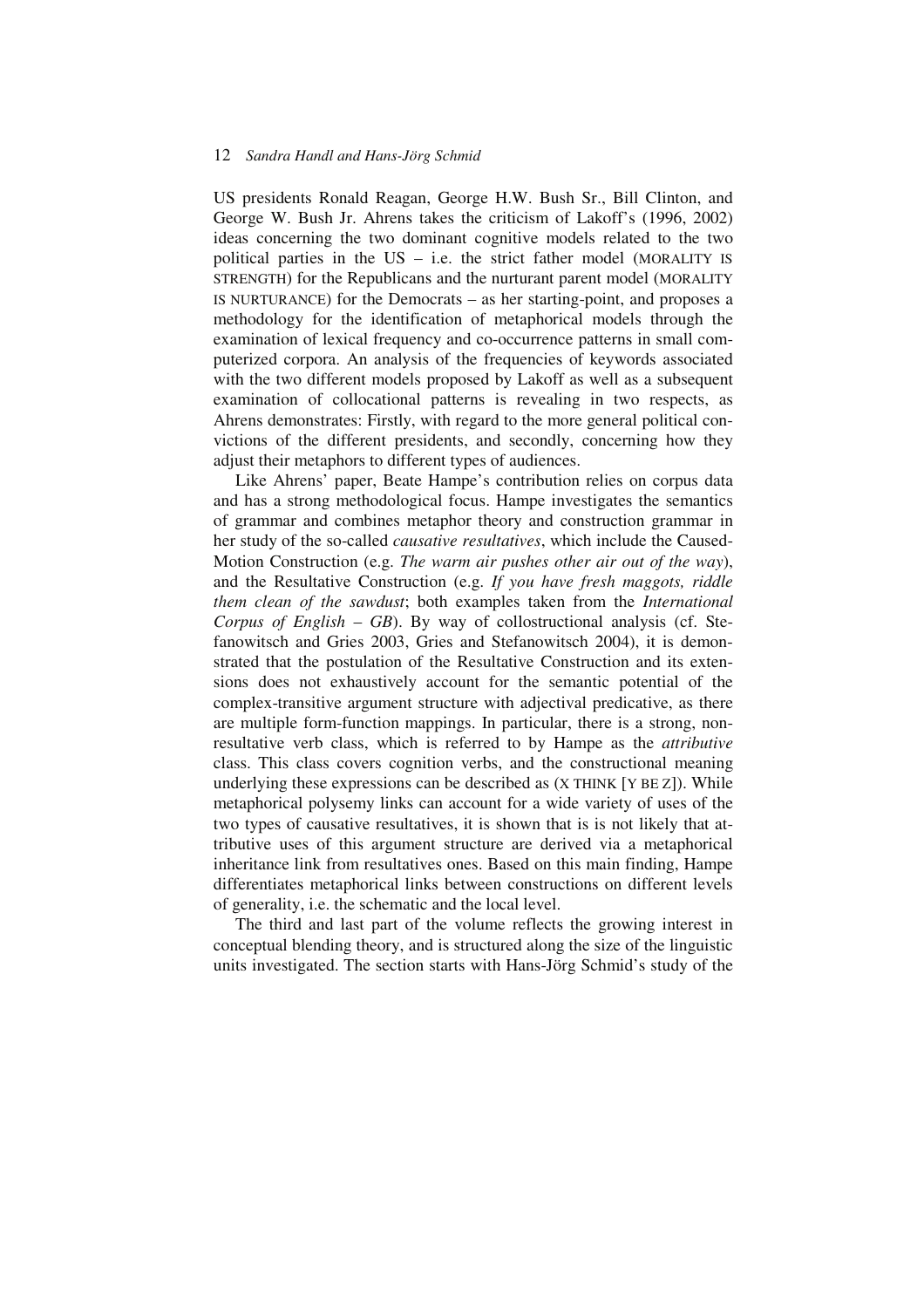US presidents Ronald Reagan, George H.W. Bush Sr., Bill Clinton, and George W. Bush Jr. Ahrens takes the criticism of Lakoff's (1996, 2002) ideas concerning the two dominant cognitive models related to the two political parties in the US – i.e. the strict father model (MORALITY IS STRENGTH) for the Republicans and the nurturant parent model (MORALITY IS NURTURANCE) for the Democrats – as her starting-point, and proposes a methodology for the identification of metaphorical models through the examination of lexical frequency and co-occurrence patterns in small computerized corpora. An analysis of the frequencies of keywords associated with the two different models proposed by Lakoff as well as a subsequent examination of collocational patterns is revealing in two respects, as Ahrens demonstrates: Firstly, with regard to the more general political convictions of the different presidents, and secondly, concerning how they adjust their metaphors to different types of audiences.

Like Ahrens' paper, Beate Hampe's contribution relies on corpus data and has a strong methodological focus. Hampe investigates the semantics of grammar and combines metaphor theory and construction grammar in her study of the so-called *causative resultatives*, which include the Caused-Motion Construction (e.g. *The warm air pushes other air out of the way*), and the Resultative Construction (e.g. *If you have fresh maggots, riddle them clean of the sawdust*; both examples taken from the *International Corpus of English – GB*). By way of collostructional analysis (cf. Stefanowitsch and Gries 2003, Gries and Stefanowitsch 2004), it is demonstrated that the postulation of the Resultative Construction and its extensions does not exhaustively account for the semantic potential of the complex-transitive argument structure with adjectival predicative, as there are multiple form-function mappings. In particular, there is a strong, non-resultative verb class, which is referred to by Hampe as the *attributive* class. This class covers cognition verbs, and the constructional meaning underlying these expressions can be described as (X THINK [Y BE Z]). While metaphorical polysemy links can account for a wide variety of uses of the two types of causative resultatives, it is shown that is is not likely that attributive uses of this argument structure are derived via a metaphorical inheritance link from resultatives ones. Based on this main finding, Hampe differentiates metaphorical links between constructions on different levels of generality, i.e. the schematic and the local level.

The third and last part of the volume reflects the growing interest in conceptual blending theory, and is structured along the size of the linguistic units investigated. The section starts with Hans-Jörg Schmid's study of the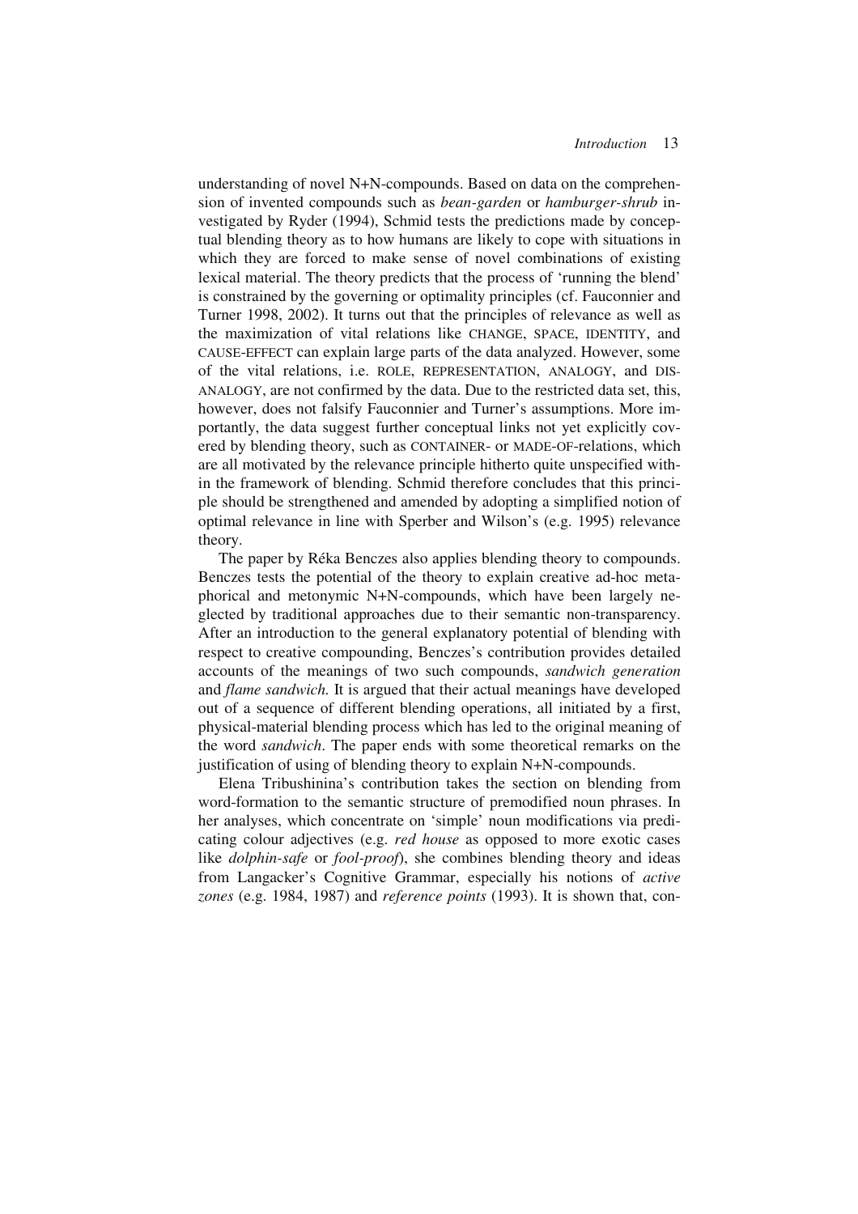understanding of novel N+N-compounds. Based on data on the comprehension of invented compounds such as *bean-garden* or *hamburger-shrub* investigated by Ryder (1994), Schmid tests the predictions made by conceptual blending theory as to how humans are likely to cope with situations in which they are forced to make sense of novel combinations of existing lexical material. The theory predicts that the process of 'running the blend' is constrained by the governing or optimality principles (cf. Fauconnier and Turner 1998, 2002). It turns out that the principles of relevance as well as the maximization of vital relations like CHANGE, SPACE, IDENTITY, and CAUSE-EFFECT can explain large parts of the data analyzed. However, some of the vital relations, i.e. ROLE, REPRESENTATION, ANALOGY, and DISANALOGY, are not confirmed by the data. Due to the restricted data set, this, however, does not falsify Fauconnier and Turner's assumptions. More importantly, the data suggest further conceptual links not yet explicitly covered by blending theory, such as CONTAINER- or MADE-OF-relations, which are all motivated by the relevance principle hitherto quite unspecified within the framework of blending. Schmid therefore concludes that this principle should be strengthened and amended by adopting a simplified notion of optimal relevance in line with Sperber and Wilson's (e.g. 1995) relevance theory.

The paper by Réka Benczes also applies blending theory to compounds. Benczes tests the potential of the theory to explain creative ad-hoc metaphorical and metonymic N+N-compounds, which have been largely neglected by traditional approaches due to their semantic non-transparency. After an introduction to the general explanatory potential of blending with respect to creative compounding, Benczes's contribution provides detailed accounts of the meanings of two such compounds, *sandwich generation* and *flame sandwich*. It is argued that their actual meanings have developed out of a sequence of different blending operations, all initiated by a first, physical-material blending process which has led to the original meaning of the word *sandwich*. The paper ends with some theoretical remarks on the justification of using of blending theory to explain N+N-compounds.

Elena Tribushinina's contribution takes the section on blending from word-formation to the semantic structure of premodified noun phrases. In her analyses, which concentrate on 'simple' noun modifications via predicating colour adjectives (e.g. *red house* as opposed to more exotic cases like *dolphin-safe* or *fool-proof*), she combines blending theory and ideas from Langacker's Cognitive Grammar, especially his notions of *active zones* (e.g. 1984, 1987) and *reference points* (1993). It is shown that, con-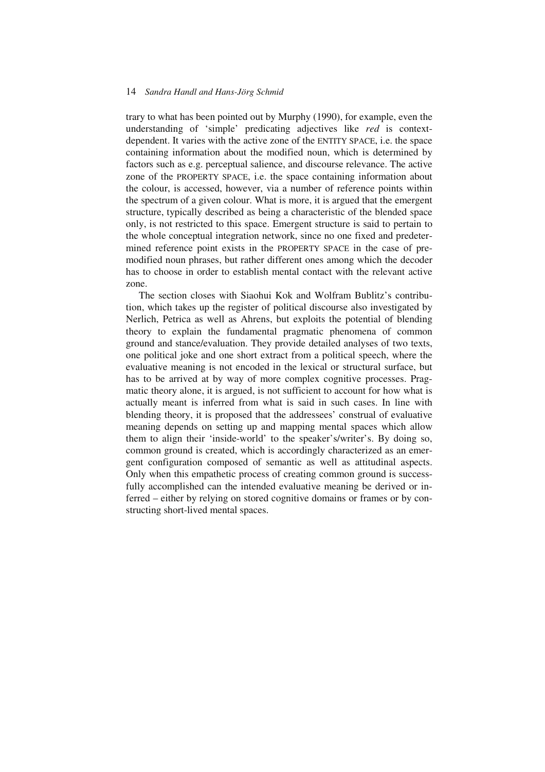trary to what has been pointed out by Murphy (1990), for example, even the understanding of 'simple' predicating adjectives like *red* is context-dependent. It varies with the active zone of the ENTITY SPACE, i.e. the space containing information about the modified noun, which is determined by factors such as e.g. perceptual salience, and discourse relevance. The active zone of the PROPERTY SPACE, i.e. the space containing information about the colour, is accessed, however, via a number of reference points within the spectrum of a given colour. What is more, it is argued that the emergent structure, typically described as being a characteristic of the blended space only, is not restricted to this space. Emergent structure is said to pertain to the whole conceptual integration network, since no one fixed and predetermined reference point exists in the PROPERTY SPACE in the case of pre-modified noun phrases, but rather different ones among which the decoder has to choose in order to establish mental contact with the relevant active zone.

The section closes with Siaohui Kok and Wolfram Bublitz's contribution, which takes up the register of political discourse also investigated by Nerlich, Petrica as well as Ahrens, but exploits the potential of blending theory to explain the fundamental pragmatic phenomena of common ground and stance/evaluation. They provide detailed analyses of two texts, one political joke and one short extract from a political speech, where the evaluative meaning is not encoded in the lexical or structural surface, but has to be arrived at by way of more complex cognitive processes. Pragmatic theory alone, it is argued, is not sufficient to account for how what is actually meant is inferred from what is said in such cases. In line with blending theory, it is proposed that the addressees' construal of evaluative meaning depends on setting up and mapping mental spaces which allow them to align their 'inside-world' to the speaker's/writer's. By doing so, common ground is created, which is accordingly characterized as an emergent configuration composed of semantic as well as attitudinal aspects. Only when this empathetic process of creating common ground is successfully accomplished can the intended evaluative meaning be derived or inferred – either by relying on stored cognitive domains or frames or by constructing short-lived mental spaces.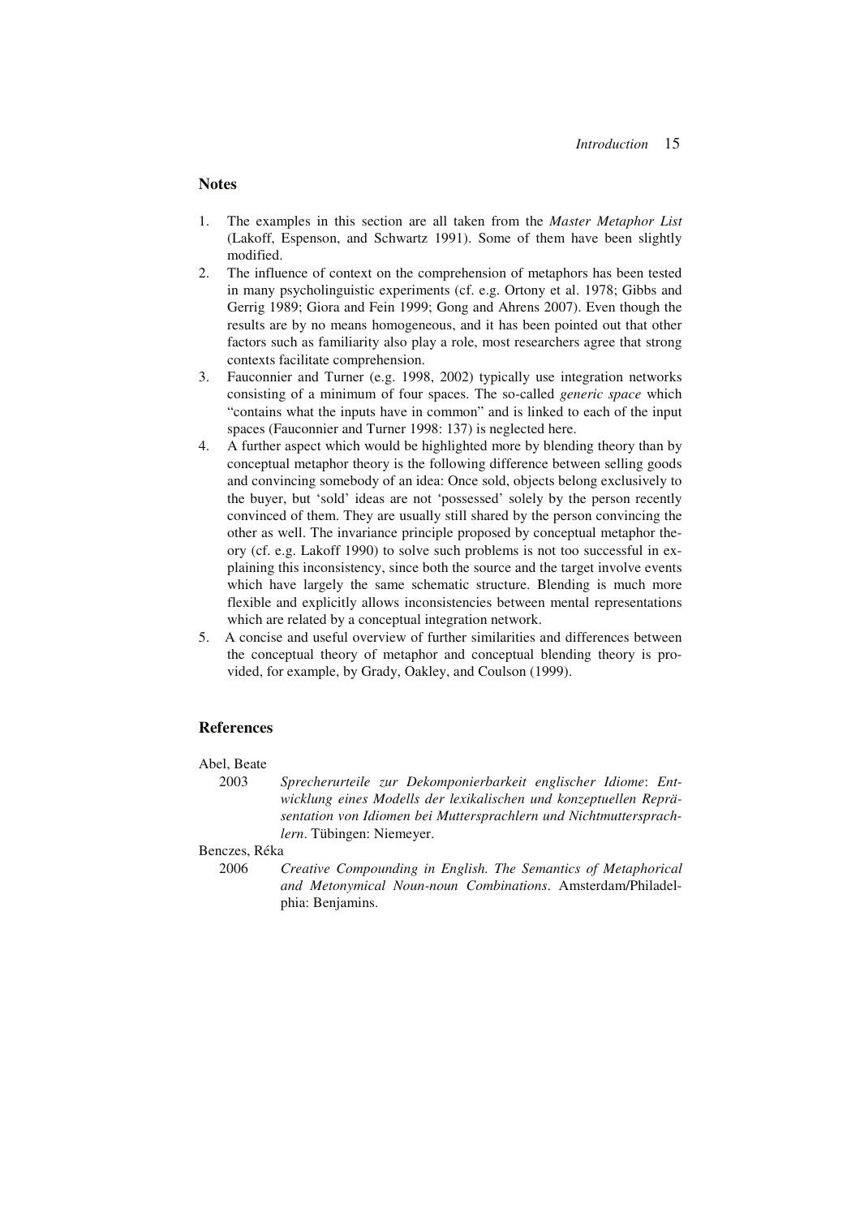## Notes

1. The examples in this section are all taken from the *Master Metaphor List* (Lakoff, Espenson, and Schwartz 1991). Some of them have been slightly modified.
2. The influence of context on the comprehension of metaphors has been tested in many psycholinguistic experiments (cf. e.g. Ortony et al. 1978; Gibbs and Gerrig 1989; Giora and Fein 1999; Gong and Ahrens 2007). Even though the results are by no means homogeneous, and it has been pointed out that other factors such as familiarity also play a role, most researchers agree that strong contexts facilitate comprehension.
3. Fauconnier and Turner (e.g. 1998, 2002) typically use integration networks consisting of a minimum of four spaces. The so-called *generic space* which "contains what the inputs have in common" and is linked to each of the input spaces (Fauconnier and Turner 1998: 137) is neglected here.
4. A further aspect which would be highlighted more by blending theory than by conceptual metaphor theory is the following difference between selling goods and convincing somebody of an idea: Once sold, objects belong exclusively to the buyer, but 'sold' ideas are not 'possessed' solely by the person recently convinced of them. They are usually still shared by the person convincing the other as well. The invariance principle proposed by conceptual metaphor theory (cf. e.g. Lakoff 1990) to solve such problems is not too successful in explaining this inconsistency, since both the source and the target involve events which have largely the same schematic structure. Blending is much more flexible and explicitly allows inconsistencies between mental representations which are related by a conceptual integration network.
5. A concise and useful overview of further similarities and differences between the conceptual theory of metaphor and conceptual blending theory is provided, for example, by Grady, Oakley, and Coulson (1999).

## References

Abel, Beate
2003 *Sprecherurteile zur Dekomponierbarkeit englischer Idiome*: *Entwicklung eines Modells der lexikalischen und konzeptuellen Repräsentation von Idiomen bei Muttersprachlern und Nichtmuttersprachlern*. Tübingen: Niemeyer.

Benczes, Réka
2006 *Creative Compounding in English. The Semantics of Metaphorical and Metonymical Noun-noun Combinations*. Amsterdam/Philadelphia: Benjamins.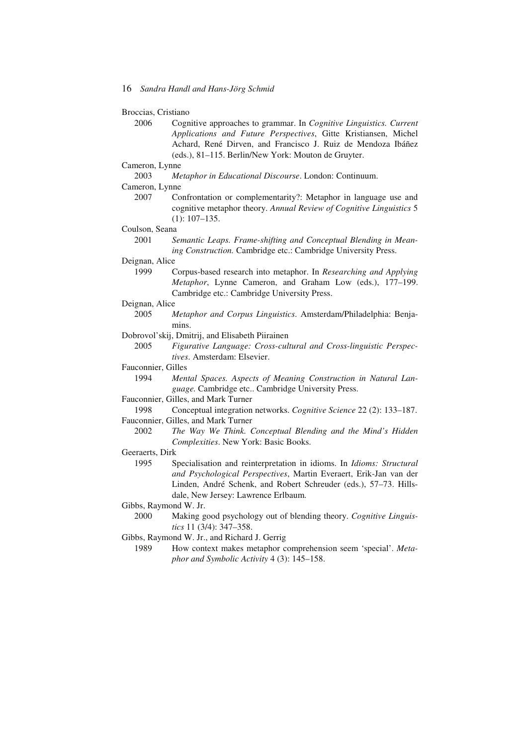Broccias, Cristiano

2006 Cognitive approaches to grammar. In *Cognitive Linguistics. Current Applications and Future Perspectives*, Gitte Kristiansen, Michel Achard, René Dirven, and Francisco J. Ruiz de Mendoza Ibáñez (eds.), 81–115. Berlin/New York: Mouton de Gruyter.

Cameron, Lynne

2003 *Metaphor in Educational Discourse*. London: Continuum.

Cameron, Lynne

2007 Confrontation or complementarity?: Metaphor in language use and cognitive metaphor theory. *Annual Review of Cognitive Linguistics* 5 (1): 107–135.

Coulson, Seana

2001 *Semantic Leaps. Frame-shifting and Conceptual Blending in Meaning Construction.* Cambridge etc.: Cambridge University Press.

Deignan, Alice

1999 Corpus-based research into metaphor. In *Researching and Applying Metaphor*, Lynne Cameron, and Graham Low (eds.), 177–199. Cambridge etc.: Cambridge University Press.

Deignan, Alice

2005 *Metaphor and Corpus Linguistics*. Amsterdam/Philadelphia: Benjamins.

Dobrovol'skij, Dmitrij, and Elisabeth Piirainen

2005 *Figurative Language: Cross-cultural and Cross-linguistic Perspectives*. Amsterdam: Elsevier.

Fauconnier, Gilles

1994 *Mental Spaces. Aspects of Meaning Construction in Natural Language.* Cambridge etc.. Cambridge University Press.

Fauconnier, Gilles, and Mark Turner

1998 Conceptual integration networks. *Cognitive Science* 22 (2): 133–187.

Fauconnier, Gilles, and Mark Turner

2002 *The Way We Think. Conceptual Blending and the Mind's Hidden Complexities*. New York: Basic Books.

Geeraerts, Dirk

1995 Specialisation and reinterpretation in idioms. In *Idioms: Structural and Psychological Perspectives*, Martin Everaert, Erik-Jan van der Linden, André Schenk, and Robert Schreuder (eds.), 57–73. Hillsdale, New Jersey: Lawrence Erlbaum.

Gibbs, Raymond W. Jr.

2000 Making good psychology out of blending theory. *Cognitive Linguistics* 11 (3/4): 347–358.

Gibbs, Raymond W. Jr., and Richard J. Gerrig

1989 How context makes metaphor comprehension seem 'special'. *Metaphor and Symbolic Activity* 4 (3): 145–158.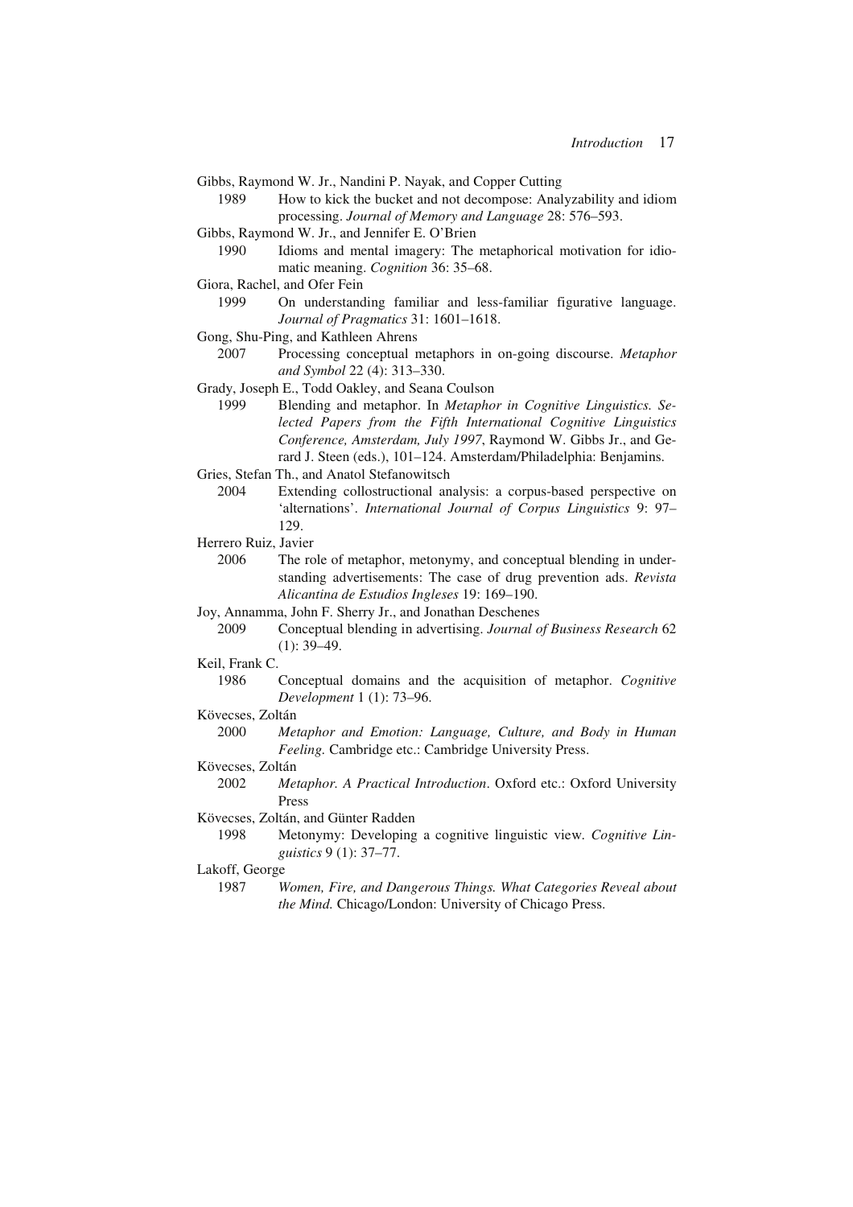Gibbs, Raymond W. Jr., Nandini P. Nayak, and Copper Cutting
  1989 How to kick the bucket and not decompose: Analyzability and idiom processing. *Journal of Memory and Language* 28: 576–593.

Gibbs, Raymond W. Jr., and Jennifer E. O'Brien
  1990 Idioms and mental imagery: The metaphorical motivation for idiomatic meaning. *Cognition* 36: 35–68.

Giora, Rachel, and Ofer Fein
  1999 On understanding familiar and less-familiar figurative language. *Journal of Pragmatics* 31: 1601–1618.

Gong, Shu-Ping, and Kathleen Ahrens
  2007 Processing conceptual metaphors in on-going discourse. *Metaphor and Symbol* 22 (4): 313–330.

Grady, Joseph E., Todd Oakley, and Seana Coulson
  1999 Blending and metaphor. In *Metaphor in Cognitive Linguistics. Selected Papers from the Fifth International Cognitive Linguistics Conference, Amsterdam, July 1997*, Raymond W. Gibbs Jr., and Gerard J. Steen (eds.), 101–124. Amsterdam/Philadelphia: Benjamins.

Gries, Stefan Th., and Anatol Stefanowitsch
  2004 Extending collostructional analysis: a corpus-based perspective on 'alternations'. *International Journal of Corpus Linguistics* 9: 97–129.

Herrero Ruiz, Javier
  2006 The role of metaphor, metonymy, and conceptual blending in understanding advertisements: The case of drug prevention ads. *Revista Alicantina de Estudios Ingleses* 19: 169–190.

Joy, Annamma, John F. Sherry Jr., and Jonathan Deschenes
  2009 Conceptual blending in advertising. *Journal of Business Research* 62 (1): 39–49.

Keil, Frank C.
  1986 Conceptual domains and the acquisition of metaphor. *Cognitive Development* 1 (1): 73–96.

Kövecses, Zoltán
  2000 *Metaphor and Emotion: Language, Culture, and Body in Human Feeling.* Cambridge etc.: Cambridge University Press.

Kövecses, Zoltán
  2002 *Metaphor. A Practical Introduction*. Oxford etc.: Oxford University Press

Kövecses, Zoltán, and Günter Radden
  1998 Metonymy: Developing a cognitive linguistic view. *Cognitive Linguistics* 9 (1): 37–77.

Lakoff, George
  1987 *Women, Fire, and Dangerous Things. What Categories Reveal about the Mind.* Chicago/London: University of Chicago Press.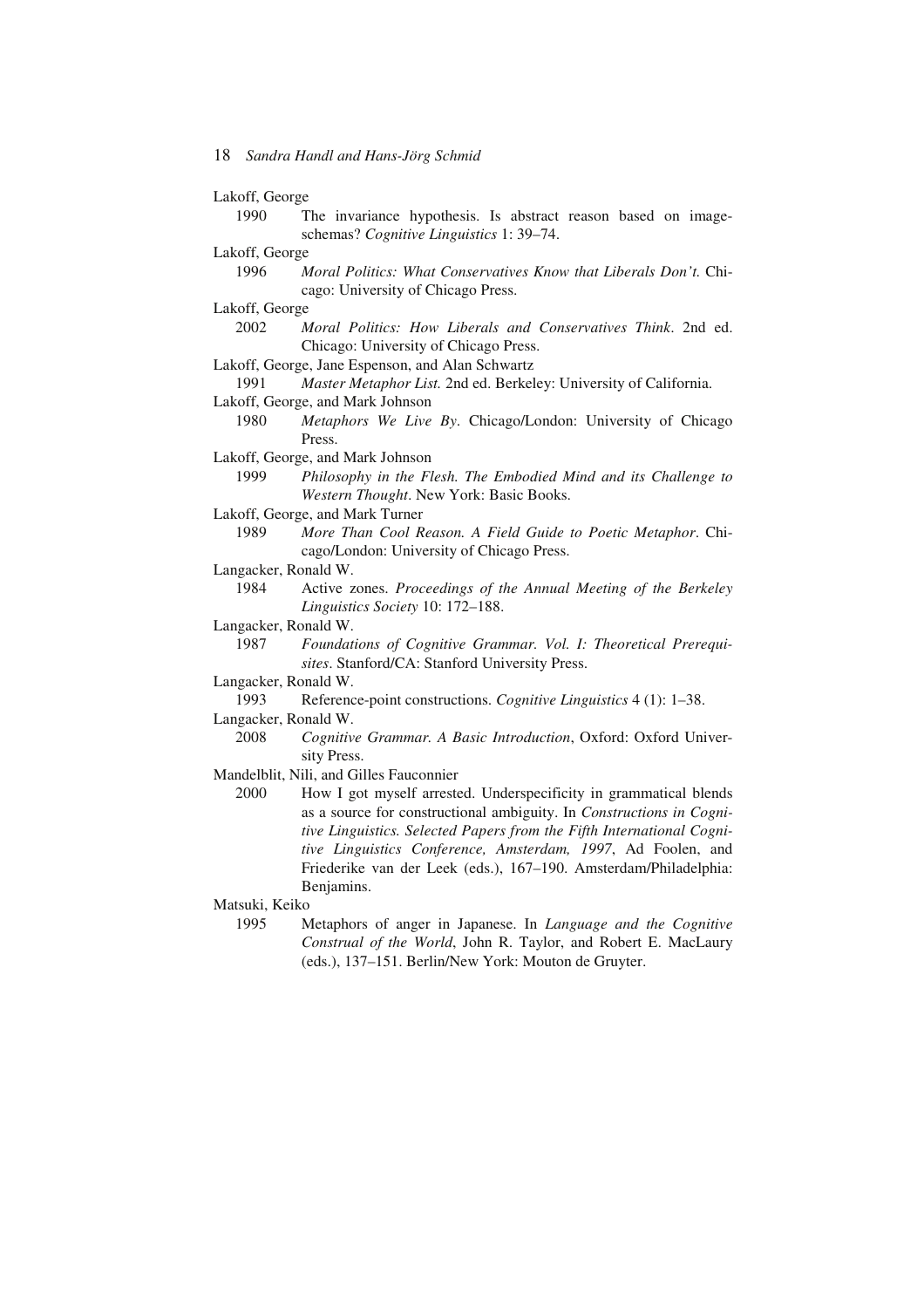Lakoff, George
1990 The invariance hypothesis. Is abstract reason based on image-schemas? *Cognitive Linguistics* 1: 39–74.

Lakoff, George
1996 *Moral Politics: What Conservatives Know that Liberals Don't*. Chicago: University of Chicago Press.

Lakoff, George
2002 *Moral Politics: How Liberals and Conservatives Think*. 2nd ed. Chicago: University of Chicago Press.

Lakoff, George, Jane Espenson, and Alan Schwartz
1991 *Master Metaphor List.* 2nd ed. Berkeley: University of California.

Lakoff, George, and Mark Johnson
1980 *Metaphors We Live By*. Chicago/London: University of Chicago Press.

Lakoff, George, and Mark Johnson
1999 *Philosophy in the Flesh. The Embodied Mind and its Challenge to Western Thought*. New York: Basic Books.

Lakoff, George, and Mark Turner
1989 *More Than Cool Reason. A Field Guide to Poetic Metaphor*. Chicago/London: University of Chicago Press.

Langacker, Ronald W.
1984 Active zones. *Proceedings of the Annual Meeting of the Berkeley Linguistics Society* 10: 172–188.

Langacker, Ronald W.
1987 *Foundations of Cognitive Grammar. Vol. I: Theoretical Prerequisites*. Stanford/CA: Stanford University Press.

Langacker, Ronald W.
1993 Reference-point constructions. *Cognitive Linguistics* 4 (1): 1–38.

Langacker, Ronald W.
2008 *Cognitive Grammar. A Basic Introduction*, Oxford: Oxford University Press.

Mandelblit, Nili, and Gilles Fauconnier
2000 How I got myself arrested. Underspecificity in grammatical blends as a source for constructional ambiguity. In *Constructions in Cognitive Linguistics. Selected Papers from the Fifth International Cognitive Linguistics Conference, Amsterdam, 1997*, Ad Foolen, and Friederike van der Leek (eds.), 167–190. Amsterdam/Philadelphia: Benjamins.

Matsuki, Keiko
1995 Metaphors of anger in Japanese. In *Language and the Cognitive Construal of the World*, John R. Taylor, and Robert E. MacLaury (eds.), 137–151. Berlin/New York: Mouton de Gruyter.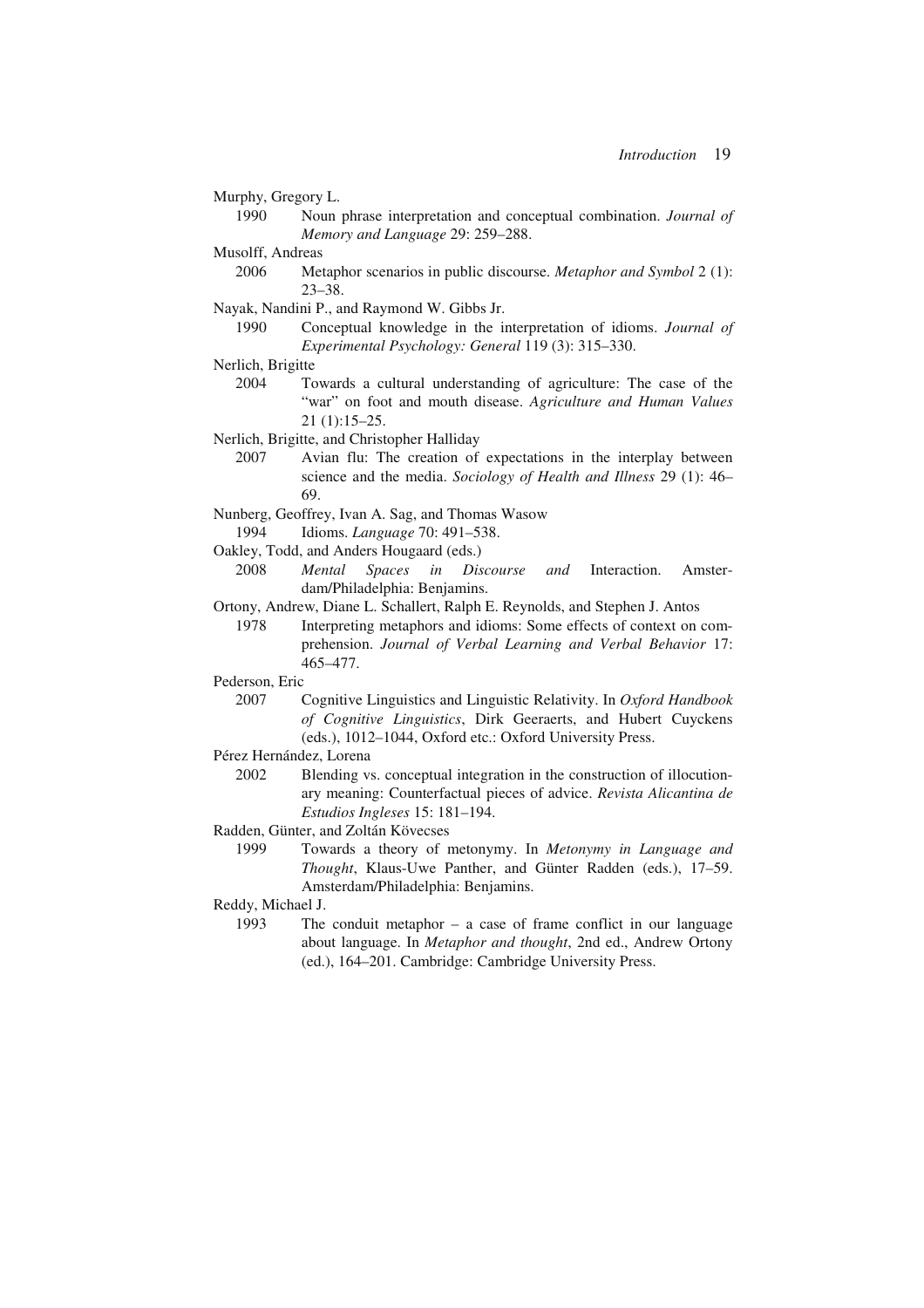Murphy, Gregory L.

1990 Noun phrase interpretation and conceptual combination. *Journal of Memory and Language* 29: 259–288.

Musolff, Andreas

2006 Metaphor scenarios in public discourse. *Metaphor and Symbol* 2 (1): 23–38.

Nayak, Nandini P., and Raymond W. Gibbs Jr.

1990 Conceptual knowledge in the interpretation of idioms. *Journal of Experimental Psychology: General* 119 (3): 315–330.

Nerlich, Brigitte

2004 Towards a cultural understanding of agriculture: The case of the "war" on foot and mouth disease. *Agriculture and Human Values* 21 (1):15–25.

Nerlich, Brigitte, and Christopher Halliday

2007 Avian flu: The creation of expectations in the interplay between science and the media. *Sociology of Health and Illness* 29 (1): 46–69.

Nunberg, Geoffrey, Ivan A. Sag, and Thomas Wasow

1994 Idioms. *Language* 70: 491–538.

Oakley, Todd, and Anders Hougaard (eds.)

2008 *Mental Spaces in Discourse and* Interaction. Amsterdam/Philadelphia: Benjamins.

Ortony, Andrew, Diane L. Schallert, Ralph E. Reynolds, and Stephen J. Antos

1978 Interpreting metaphors and idioms: Some effects of context on comprehension. *Journal of Verbal Learning and Verbal Behavior* 17: 465–477.

Pederson, Eric

2007 Cognitive Linguistics and Linguistic Relativity. In *Oxford Handbook of Cognitive Linguistics*, Dirk Geeraerts, and Hubert Cuyckens (eds.), 1012–1044, Oxford etc.: Oxford University Press.

Pérez Hernández, Lorena

2002 Blending vs. conceptual integration in the construction of illocutionary meaning: Counterfactual pieces of advice. *Revista Alicantina de Estudios Ingleses* 15: 181–194.

Radden, Günter, and Zoltán Kövecses

1999 Towards a theory of metonymy. In *Metonymy in Language and Thought*, Klaus-Uwe Panther, and Günter Radden (eds.), 17–59. Amsterdam/Philadelphia: Benjamins.

Reddy, Michael J.

1993 The conduit metaphor – a case of frame conflict in our language about language. In *Metaphor and thought*, 2nd ed., Andrew Ortony (ed.), 164–201. Cambridge: Cambridge University Press.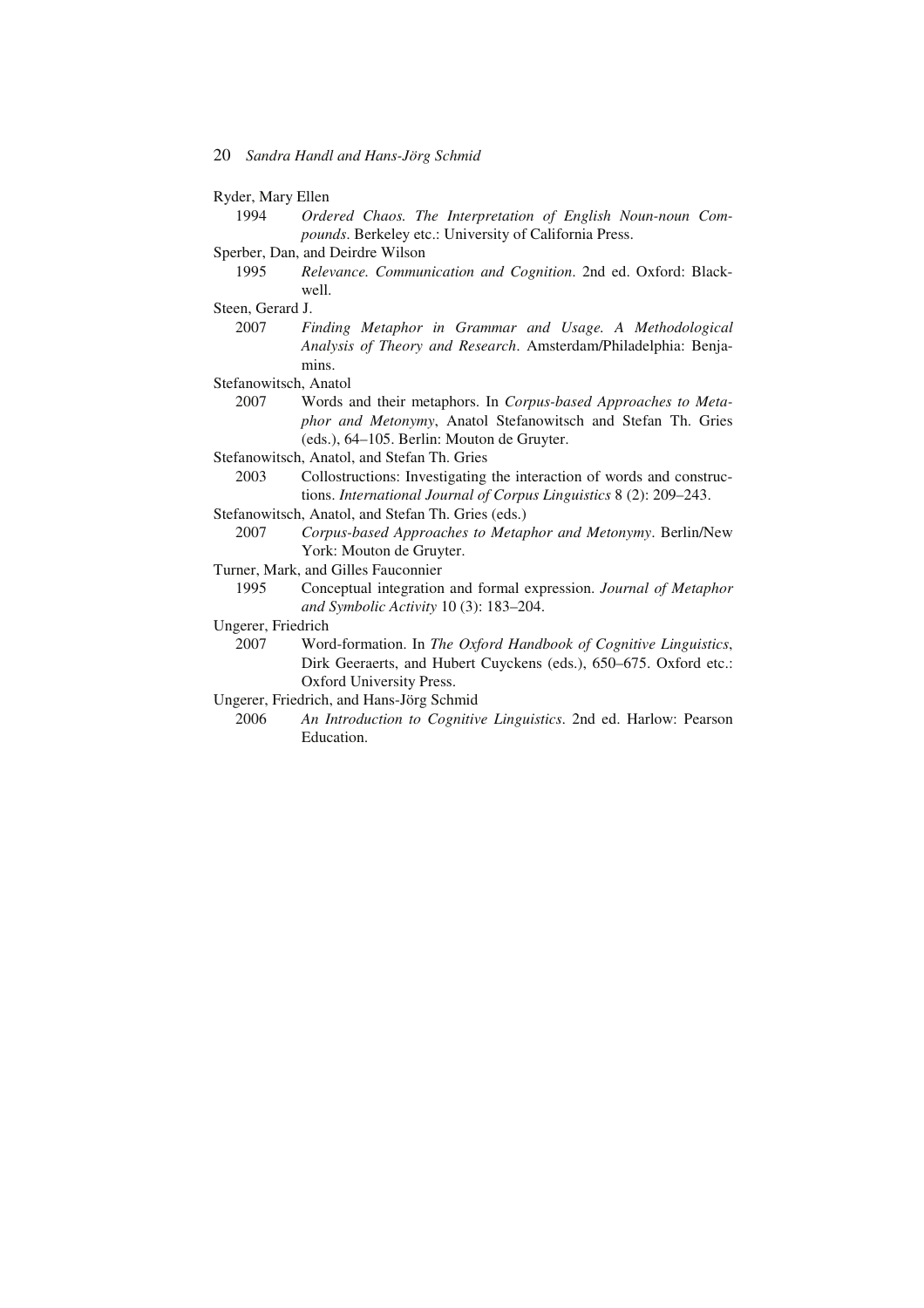Ryder, Mary Ellen

1994 *Ordered Chaos. The Interpretation of English Noun-noun Compounds*. Berkeley etc.: University of California Press.

Sperber, Dan, and Deirdre Wilson

1995 *Relevance. Communication and Cognition*. 2nd ed. Oxford: Blackwell.

Steen, Gerard J.

2007 *Finding Metaphor in Grammar and Usage. A Methodological Analysis of Theory and Research*. Amsterdam/Philadelphia: Benjamins.

Stefanowitsch, Anatol

2007 Words and their metaphors. In *Corpus-based Approaches to Metaphor and Metonymy*, Anatol Stefanowitsch and Stefan Th. Gries (eds.), 64–105. Berlin: Mouton de Gruyter.

Stefanowitsch, Anatol, and Stefan Th. Gries

2003 Collostructions: Investigating the interaction of words and constructions. *International Journal of Corpus Linguistics* 8 (2): 209–243.

Stefanowitsch, Anatol, and Stefan Th. Gries (eds.)

2007 *Corpus-based Approaches to Metaphor and Metonymy*. Berlin/New York: Mouton de Gruyter.

Turner, Mark, and Gilles Fauconnier

1995 Conceptual integration and formal expression. *Journal of Metaphor and Symbolic Activity* 10 (3): 183–204.

Ungerer, Friedrich

2007 Word-formation. In *The Oxford Handbook of Cognitive Linguistics*, Dirk Geeraerts, and Hubert Cuyckens (eds.), 650–675. Oxford etc.: Oxford University Press.

Ungerer, Friedrich, and Hans-Jörg Schmid

2006 *An Introduction to Cognitive Linguistics*. 2nd ed. Harlow: Pearson Education.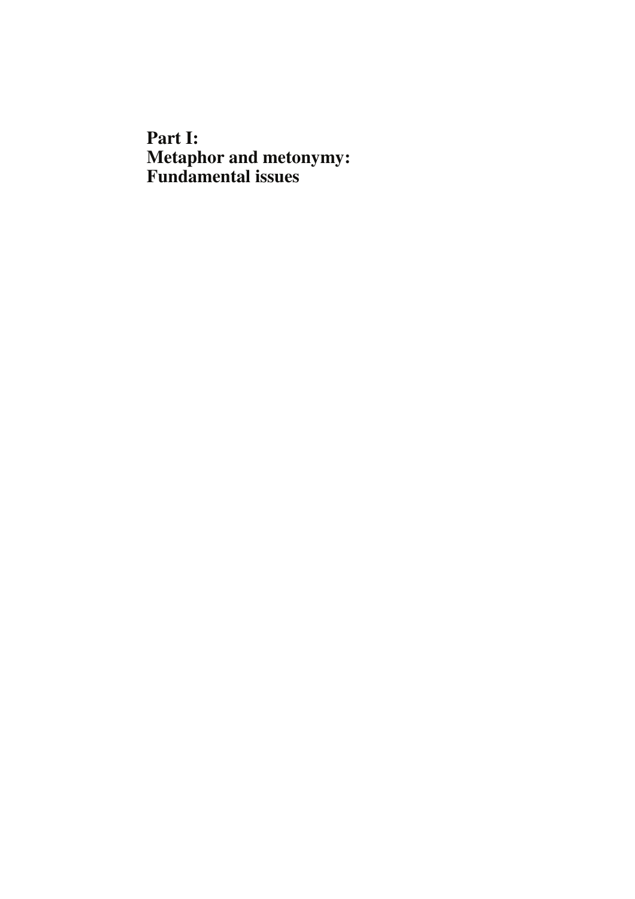# Part I: Metaphor and metonymy: Fundamental issues